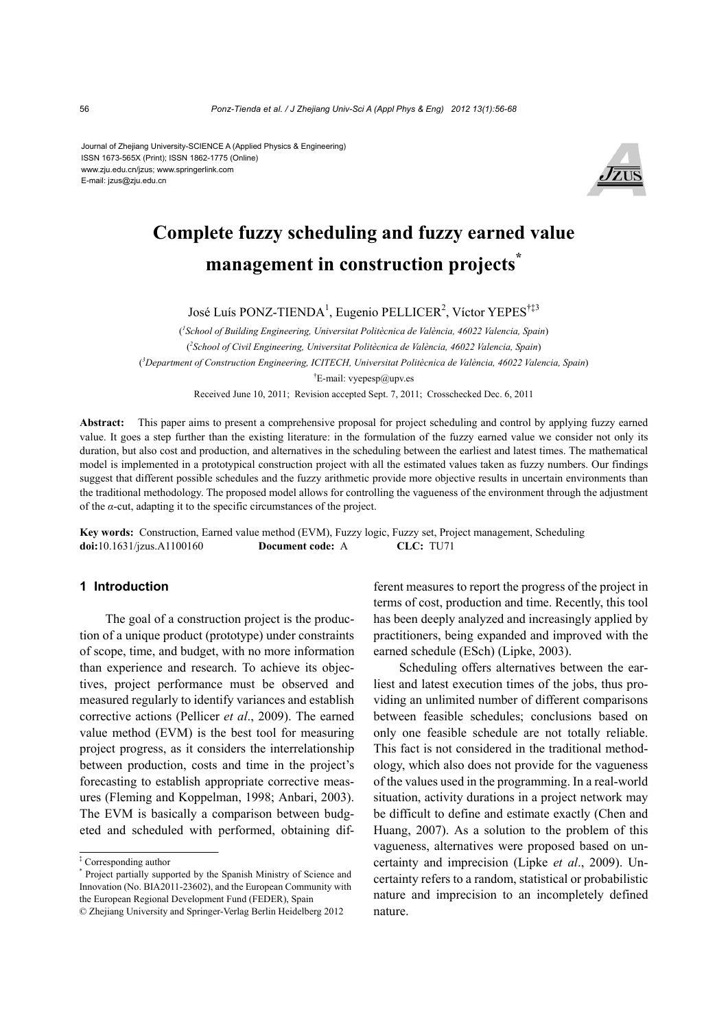Journal of Zhejiang University-SCIENCE A (Applied Physics & Engineering)
ISSN 1673-565X (Print); ISSN 1862-1775 (Online)
www.zju.edu.cn/jzus; www.springerlink.com
E-mail: jzus@zju.edu.cn

# Complete fuzzy scheduling and fuzzy earned value management in construction projects*

José Luís PONZ-TIENDA[1], Eugenio PELLICER[2], Víctor YEPES[†‡3]

([1]*School of Building Engineering, Universitat Politècnica de València, 46022 Valencia, Spain*)

([2]*School of Civil Engineering, Universitat Politècnica de València, 46022 Valencia, Spain*)

([3]*Department of Construction Engineering, ICITECH, Universitat Politècnica de València, 46022 Valencia, Spain*)

[†]E-mail: vyepesp@upv.es

Received June 10, 2011; Revision accepted Sept. 7, 2011; Crosschecked Dec. 6, 2011

**Abstract:** This paper aims to present a comprehensive proposal for project scheduling and control by applying fuzzy earned value. It goes a step further than the existing literature: in the formulation of the fuzzy earned value we consider not only its duration, but also cost and production, and alternatives in the scheduling between the earliest and latest times. The mathematical model is implemented in a prototypical construction project with all the estimated values taken as fuzzy numbers. Our findings suggest that different possible schedules and the fuzzy arithmetic provide more objective results in uncertain environments than the traditional methodology. The proposed model allows for controlling the vagueness of the environment through the adjustment of the $\alpha$-cut, adapting it to the specific circumstances of the project.

**Key words:** Construction, Earned value method (EVM), Fuzzy logic, Fuzzy set, Project management, Scheduling
**doi:**10.1631/jzus.A1100160 **Document code:** A **CLC:** TU71

## 1 Introduction

The goal of a construction project is the production of a unique product (prototype) under constraints of scope, time, and budget, with no more information than experience and research. To achieve its objectives, project performance must be observed and measured regularly to identify variances and establish corrective actions (Pellicer *et al*., 2009). The earned value method (EVM) is the best tool for measuring project progress, as it considers the interrelationship between production, costs and time in the project's forecasting to establish appropriate corrective measures (Fleming and Koppelman, 1998; Anbari, 2003). The EVM is basically a comparison between budgeted and scheduled with performed, obtaining different measures to report the progress of the project in terms of cost, production and time. Recently, this tool has been deeply analyzed and increasingly applied by practitioners, being expanded and improved with the earned schedule (ESch) (Lipke, 2003).

Scheduling offers alternatives between the earliest and latest execution times of the jobs, thus providing an unlimited number of different comparisons between feasible schedules; conclusions based on only one feasible schedule are not totally reliable. This fact is not considered in the traditional methodology, which also does not provide for the vagueness of the values used in the programming. In a real-world situation, activity durations in a project network may be difficult to define and estimate exactly (Chen and Huang, 2007). As a solution to the problem of this vagueness, alternatives were proposed based on uncertainty and imprecision (Lipke *et al*., 2009). Uncertainty refers to a random, statistical or probabilistic nature and imprecision to an incompletely defined nature.

---

‡ Corresponding author

\* Project partially supported by the Spanish Ministry of Science and Innovation (No. BIA2011-23602), and the European Community with the European Regional Development Fund (FEDER), Spain

© Zhejiang University and Springer-Verlag Berlin Heidelberg 2012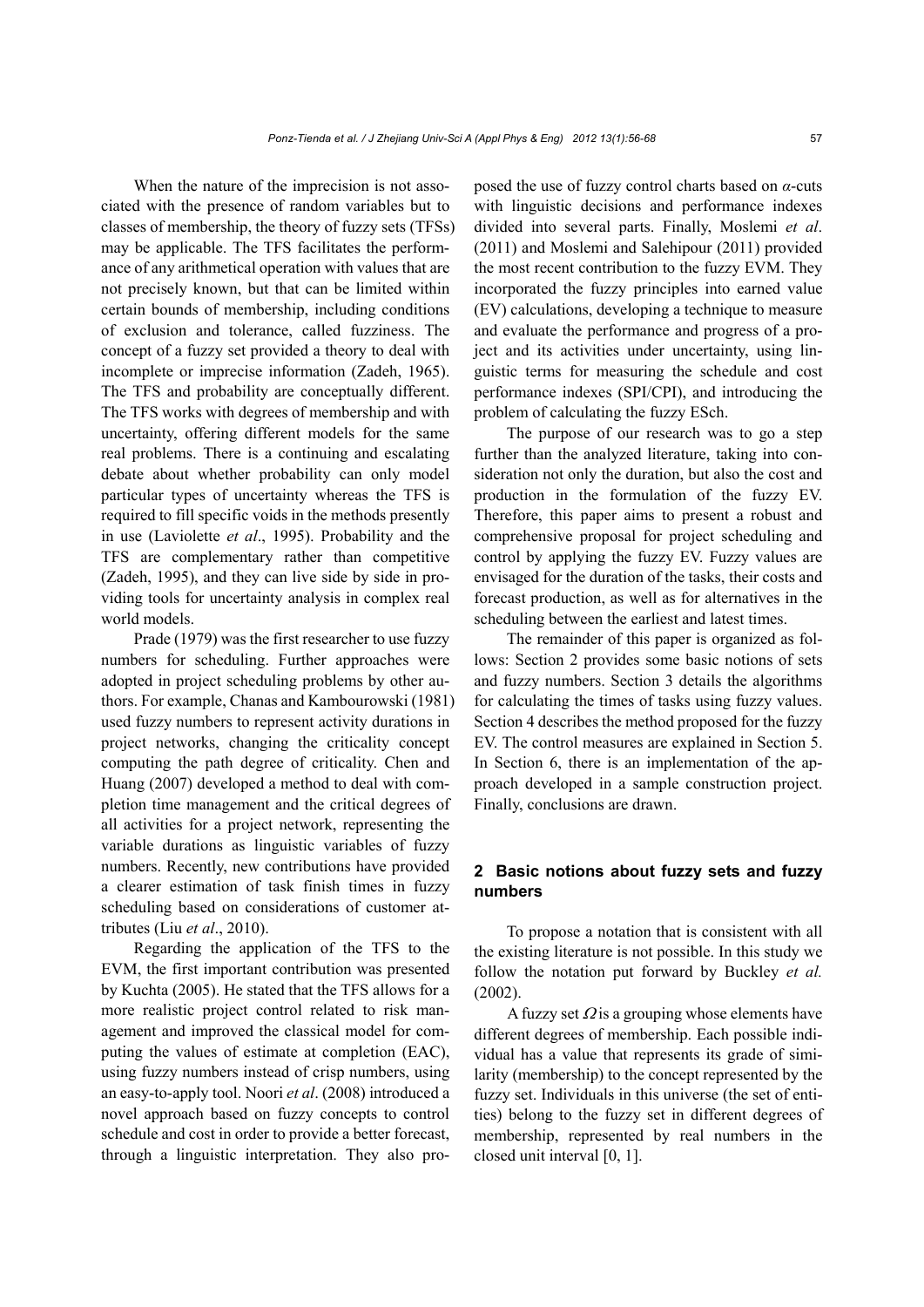When the nature of the imprecision is not associated with the presence of random variables but to classes of membership, the theory of fuzzy sets (TFSs) may be applicable. The TFS facilitates the performance of any arithmetical operation with values that are not precisely known, but that can be limited within certain bounds of membership, including conditions of exclusion and tolerance, called fuzziness. The concept of a fuzzy set provided a theory to deal with incomplete or imprecise information (Zadeh, 1965). The TFS and probability are conceptually different. The TFS works with degrees of membership and with uncertainty, offering different models for the same real problems. There is a continuing and escalating debate about whether probability can only model particular types of uncertainty whereas the TFS is required to fill specific voids in the methods presently in use (Laviolette *et al*., 1995). Probability and the TFS are complementary rather than competitive (Zadeh, 1995), and they can live side by side in providing tools for uncertainty analysis in complex real world models.

Prade (1979) was the first researcher to use fuzzy numbers for scheduling. Further approaches were adopted in project scheduling problems by other authors. For example, Chanas and Kambourowski (1981) used fuzzy numbers to represent activity durations in project networks, changing the criticality concept computing the path degree of criticality. Chen and Huang (2007) developed a method to deal with completion time management and the critical degrees of all activities for a project network, representing the variable durations as linguistic variables of fuzzy numbers. Recently, new contributions have provided a clearer estimation of task finish times in fuzzy scheduling based on considerations of customer attributes (Liu *et al*., 2010).

Regarding the application of the TFS to the EVM, the first important contribution was presented by Kuchta (2005). He stated that the TFS allows for a more realistic project control related to risk management and improved the classical model for computing the values of estimate at completion (EAC), using fuzzy numbers instead of crisp numbers, using an easy-to-apply tool. Noori *et al*. (2008) introduced a novel approach based on fuzzy concepts to control schedule and cost in order to provide a better forecast, through a linguistic interpretation. They also proposed the use of fuzzy control charts based on $\alpha$-cuts with linguistic decisions and performance indexes divided into several parts. Finally, Moslemi *et al*. (2011) and Moslemi and Salehipour (2011) provided the most recent contribution to the fuzzy EVM. They incorporated the fuzzy principles into earned value (EV) calculations, developing a technique to measure and evaluate the performance and progress of a project and its activities under uncertainty, using linguistic terms for measuring the schedule and cost performance indexes (SPI/CPI), and introducing the problem of calculating the fuzzy ESch.

The purpose of our research was to go a step further than the analyzed literature, taking into consideration not only the duration, but also the cost and production in the formulation of the fuzzy EV. Therefore, this paper aims to present a robust and comprehensive proposal for project scheduling and control by applying the fuzzy EV. Fuzzy values are envisaged for the duration of the tasks, their costs and forecast production, as well as for alternatives in the scheduling between the earliest and latest times.

The remainder of this paper is organized as follows: Section 2 provides some basic notions of sets and fuzzy numbers. Section 3 details the algorithms for calculating the times of tasks using fuzzy values. Section 4 describes the method proposed for the fuzzy EV. The control measures are explained in Section 5. In Section 6, there is an implementation of the approach developed in a sample construction project. Finally, conclusions are drawn.

## 2 Basic notions about fuzzy sets and fuzzy numbers

To propose a notation that is consistent with all the existing literature is not possible. In this study we follow the notation put forward by Buckley *et al.* (2002).

A fuzzy set $\Omega$ is a grouping whose elements have different degrees of membership. Each possible individual has a value that represents its grade of similarity (membership) to the concept represented by the fuzzy set. Individuals in this universe (the set of entities) belong to the fuzzy set in different degrees of membership, represented by real numbers in the closed unit interval [0, 1].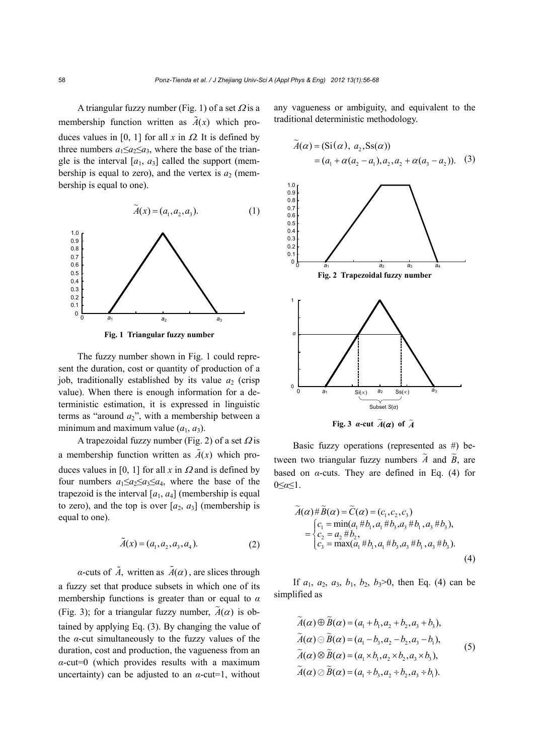A triangular fuzzy number (Fig. 1) of a set $\Omega$ is a membership function written as $\widetilde{A}(x)$ which produces values in [0, 1] for all $x$ in $\Omega$. It is defined by three numbers $a_1 \le a_2 \le a_3$, where the base of the triangle is the interval $[a_1, a_3]$ called the support (membership is equal to zero), and the vertex is $a_2$ (membership is equal to one).

$$\widetilde{A}(x) = (a_1, a_2, a_3). \tag{1}$$

**Fig. 1 Triangular fuzzy number**

The fuzzy number shown in Fig. 1 could represent the duration, cost or quantity of production of a job, traditionally established by its value $a_2$ (crisp value). When there is enough information for a deterministic estimation, it is expressed in linguistic terms as "around $a_2$", with a membership between a minimum and maximum value $(a_1, a_3)$.

A trapezoidal fuzzy number (Fig. 2) of a set $\Omega$ is a membership function written as $\tilde{A}(x)$ which produces values in [0, 1] for all $x$ in $\Omega$ and is defined by four numbers $a_1 \le a_2 \le a_3 \le a_4$, where the base of the trapezoid is the interval $[a_1, a_4]$ (membership is equal to zero), and the top is over $[a_2, a_3]$ (membership is equal to one).

$$\tilde{A}(x) = (a_1, a_2, a_3, a_4). \tag{2}$$

$\alpha$-cuts of $\tilde{A}$, written as $\tilde{A}(\alpha)$, are slices through a fuzzy set that produce subsets in which one of its membership functions is greater than or equal to $\alpha$ (Fig. 3); for a triangular fuzzy number, $\widetilde{A}(\alpha)$ is obtained by applying Eq. (3). By changing the value of the $\alpha$-cut simultaneously to the fuzzy values of the duration, cost and production, the vagueness from an $\alpha$-cut=0 (which provides results with a maximum uncertainty) can be adjusted to an $\alpha$-cut=1, without any vagueness or ambiguity, and equivalent to the traditional deterministic methodology.

$$\begin{aligned}\widetilde{A}(\alpha) &= (\mathrm{Si}(\alpha),\ a_2, \mathrm{Ss}(\alpha)) \\ &= (a_1 + \alpha(a_2 - a_1), a_2, a_2 + \alpha(a_3 - a_2)).\end{aligned} \tag{3}$$

**Fig. 2 Trapezoidal fuzzy number**

**Fig. 3 $\alpha$-cut $\widetilde{A}(\alpha)$ of $\widetilde{A}$**

Basic fuzzy operations (represented as #) between two triangular fuzzy numbers $\widetilde{A}$ and $\widetilde{B}$, are based on $\alpha$-cuts. They are defined in Eq. (4) for $0 \le \alpha \le 1$.

$$\begin{aligned}\widetilde{A}(\alpha) \# \widetilde{B}(\alpha) &= \widetilde{C}(\alpha) = (c_1, c_2, c_3) \\ &= \begin{cases} c_1 = \min(a_1 \# b_1, a_1 \# b_3, a_3 \# b_1, a_3 \# b_3), \\ c_2 = a_2 \# b_2, \\ c_3 = \max(a_1 \# b_1, a_1 \# b_3, a_3 \# b_1, a_3 \# b_3). \end{cases}\end{aligned} \tag{4}$$

If $a_1$, $a_2$, $a_3$, $b_1$, $b_2$, $b_3 > 0$, then Eq. (4) can be simplified as

$$\begin{aligned}&\widetilde{A}(\alpha) \oplus \widetilde{B}(\alpha) = (a_1 + b_1, a_2 + b_2, a_3 + b_3), \\ &\widetilde{A}(\alpha) \ominus \widetilde{B}(\alpha) = (a_1 - b_3, a_2 - b_2, a_3 - b_1), \\ &\widetilde{A}(\alpha) \otimes \widetilde{B}(\alpha) = (a_1 \times b_1, a_2 \times b_2, a_3 \times b_3), \\ &\widetilde{A}(\alpha) \oslash \widetilde{B}(\alpha) = (a_1 \div b_3, a_2 \div b_2, a_3 \div b_1).\end{aligned} \tag{5}$$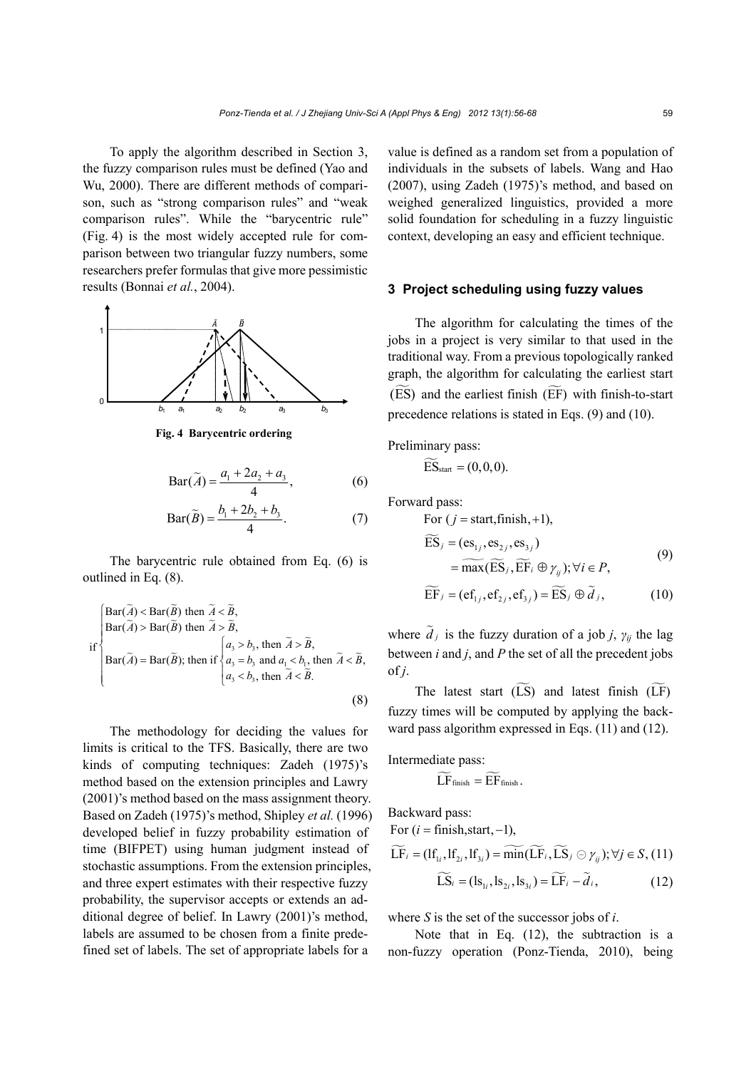To apply the algorithm described in Section 3, the fuzzy comparison rules must be defined (Yao and Wu, 2000). There are different methods of comparison, such as "strong comparison rules" and "weak comparison rules". While the "barycentric rule" (Fig. 4) is the most widely accepted rule for comparison between two triangular fuzzy numbers, some researchers prefer formulas that give more pessimistic results (Bonnai *et al.*, 2004).

**Fig. 4 Barycentric ordering**

$$\mathrm{Bar}(\widetilde{A})=\frac{a_1+2a_2+a_3}{4}, \tag{6}$$

$$\mathrm{Bar}(\widetilde{B})=\frac{b_1+2b_2+b_3}{4}. \tag{7}$$

The barycentric rule obtained from Eq. (6) is outlined in Eq. (8).

$$\text{if}\begin{cases}\mathrm{Bar}(\widetilde{A})<\mathrm{Bar}(\widetilde{B}) \text{ then } \widetilde{A}<\widetilde{B},\\ \mathrm{Bar}(\widetilde{A})>\mathrm{Bar}(\widetilde{B}) \text{ then } \widetilde{A}>\widetilde{B},\\ \mathrm{Bar}(\widetilde{A})=\mathrm{Bar}(\widetilde{B}); \text{ then if}\begin{cases}a_3>b_3, \text{ then } \widetilde{A}>\widetilde{B},\\ a_3=b_3 \text{ and } a_1<b_1, \text{ then } \widetilde{A}<\widetilde{B},\\ a_3<b_3, \text{ then } \widetilde{A}<\widetilde{B}.\end{cases}\end{cases} \tag{8}$$

The methodology for deciding the values for limits is critical to the TFS. Basically, there are two kinds of computing techniques: Zadeh (1975)'s method based on the extension principles and Lawry (2001)'s method based on the mass assignment theory. Based on Zadeh (1975)'s method, Shipley *et al.* (1996) developed belief in fuzzy probability estimation of time (BIFPET) using human judgment instead of stochastic assumptions. From the extension principles, and three expert estimates with their respective fuzzy probability, the supervisor accepts or extends an additional degree of belief. In Lawry (2001)'s method, labels are assumed to be chosen from a finite predefined set of labels. The set of appropriate labels for a value is defined as a random set from a population of individuals in the subsets of labels. Wang and Hao (2007), using Zadeh (1975)'s method, and based on weighed generalized linguistics, provided a more solid foundation for scheduling in a fuzzy linguistic context, developing an easy and efficient technique.

## 3 Project scheduling using fuzzy values

The algorithm for calculating the times of the jobs in a project is very similar to that used in the traditional way. From a previous topologically ranked graph, the algorithm for calculating the earliest start $(\widetilde{\mathrm{ES}})$ and the earliest finish $(\widetilde{\mathrm{EF}})$ with finish-to-start precedence relations is stated in Eqs. (9) and (10).

Preliminary pass:

$$\widetilde{\mathrm{ES}}_{\mathrm{start}}=(0,0,0).$$

Forward pass:

For $(j=\text{start},\text{finish},+1)$,

$$\widetilde{\mathrm{ES}}_j=(\mathrm{es}_{1j},\mathrm{es}_{2j},\mathrm{es}_{3j})=\widetilde{\max}(\widetilde{\mathrm{ES}}_j,\widetilde{\mathrm{EF}}_i\oplus\gamma_{ij});\forall i\in P, \tag{9}$$

$$\widetilde{\mathrm{EF}}_j=(\mathrm{ef}_{1j},\mathrm{ef}_{2j},\mathrm{ef}_{3j})=\widetilde{\mathrm{ES}}_j\oplus\widetilde{d}_j, \tag{10}$$

where $\widetilde{d}_j$ is the fuzzy duration of a job $j$, $\gamma_{ij}$ the lag between $i$ and $j$, and $P$ the set of all the precedent jobs of $j$.

The latest start $(\widetilde{\mathrm{LS}})$ and latest finish $(\widetilde{\mathrm{LF}})$ fuzzy times will be computed by applying the backward pass algorithm expressed in Eqs. (11) and (12).

Intermediate pass:

$$\widetilde{\mathrm{LF}}_{\mathrm{finish}}=\widetilde{\mathrm{EF}}_{\mathrm{finish}}.$$

Backward pass:

For $(i=\text{finish},\text{start},-1)$,

$$\widetilde{\mathrm{LF}}_i=(\mathrm{lf}_{1i},\mathrm{lf}_{2i},\mathrm{lf}_{3i})=\widetilde{\min}(\widetilde{\mathrm{LF}}_i,\widetilde{\mathrm{LS}}_j\ominus\gamma_{ij});\forall j\in S, \tag{11}$$

$$\widetilde{\mathrm{LS}}_i=(\mathrm{ls}_{1i},\mathrm{ls}_{2i},\mathrm{ls}_{3i})=\widetilde{\mathrm{LF}}_i-\widetilde{d}_i, \tag{12}$$

where $S$ is the set of the successor jobs of $i$.

Note that in Eq. (12), the subtraction is a non-fuzzy operation (Ponz-Tienda, 2010), being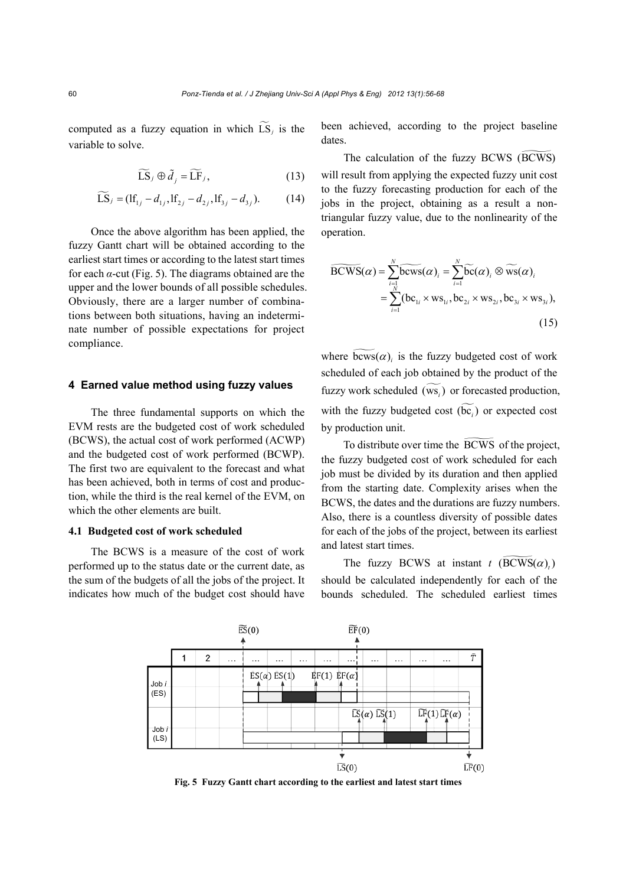computed as a fuzzy equation in which $\widetilde{\mathrm{LS}}_j$ is the variable to solve.

$$\widetilde{\mathrm{LS}}_j \oplus \tilde{d}_j = \widetilde{\mathrm{LF}}_j, \tag{13}$$

$$\widetilde{\mathrm{LS}}_j = (\mathrm{lf}_{1j} - d_{1j}, \mathrm{lf}_{2j} - d_{2j}, \mathrm{lf}_{3j} - d_{3j}). \tag{14}$$

Once the above algorithm has been applied, the fuzzy Gantt chart will be obtained according to the earliest start times or according to the latest start times for each $\alpha$-cut (Fig. 5). The diagrams obtained are the upper and the lower bounds of all possible schedules. Obviously, there are a larger number of combinations between both situations, having an indeterminate number of possible expectations for project compliance.

## 4 Earned value method using fuzzy values

The three fundamental supports on which the EVM rests are the budgeted cost of work scheduled (BCWS), the actual cost of work performed (ACWP) and the budgeted cost of work performed (BCWP). The first two are equivalent to the forecast and what has been achieved, both in terms of cost and production, while the third is the real kernel of the EVM, on which the other elements are built.

### 4.1 Budgeted cost of work scheduled

The BCWS is a measure of the cost of work performed up to the status date or the current date, as the sum of the budgets of all the jobs of the project. It indicates how much of the budget cost should have been achieved, according to the project baseline dates.

The calculation of the fuzzy BCWS ($\widetilde{\mathrm{BCWS}}$) will result from applying the expected fuzzy unit cost to the fuzzy forecasting production for each of the jobs in the project, obtaining as a result a non-triangular fuzzy value, due to the nonlinearity of the operation.

$$\begin{aligned}\widetilde{\mathrm{BCWS}}(\alpha) &= \sum_{i=1}^{N} \widetilde{\mathrm{bcws}}(\alpha)_i = \sum_{i=1}^{N} \widetilde{\mathrm{bc}}(\alpha)_i \otimes \widetilde{\mathrm{ws}}(\alpha)_i \\ &= \sum_{i=1}^{N} (\mathrm{bc}_{1i} \times \mathrm{ws}_{1i}, \mathrm{bc}_{2i} \times \mathrm{ws}_{2i}, \mathrm{bc}_{3i} \times \mathrm{ws}_{3i}),\end{aligned} \tag{15}$$

where $\widetilde{\mathrm{bcws}}(\alpha)_i$ is the fuzzy budgeted cost of work scheduled of each job obtained by the product of the fuzzy work scheduled ($\widetilde{\mathrm{ws}}_i$) or forecasted production, with the fuzzy budgeted cost ($\widetilde{\mathrm{bc}}_i$) or expected cost by production unit.

To distribute over time the $\widetilde{\mathrm{BCWS}}$ of the project, the fuzzy budgeted cost of work scheduled for each job must be divided by its duration and then applied from the starting date. Complexity arises when the BCWS, the dates and the durations are fuzzy numbers. Also, there is a countless diversity of possible dates for each of the jobs of the project, between its earliest and latest start times.

The fuzzy BCWS at instant $t$ ($\widetilde{\mathrm{BCWS}}(\alpha)_t$) should be calculated independently for each of the bounds scheduled. The scheduled earliest times

**Fig. 5 Fuzzy Gantt chart according to the earliest and latest start times**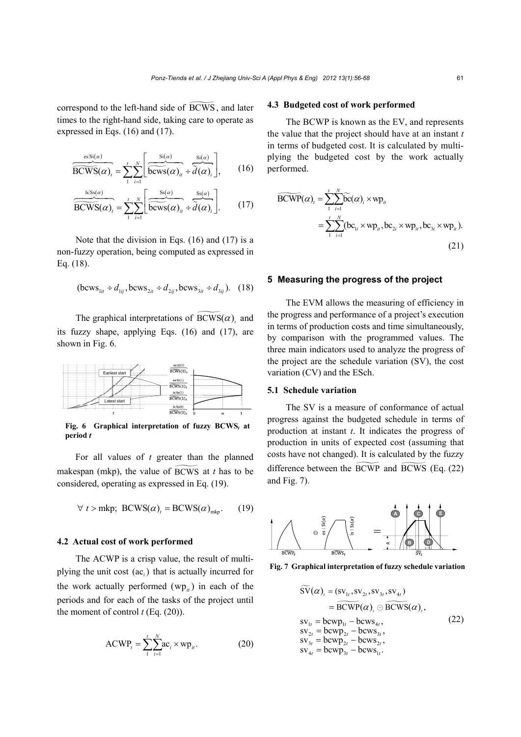correspond to the left-hand side of $\widetilde{\text{BCWS}}$, and later times to the right-hand side, taking care to operate as expressed in Eqs. (16) and (17).

$$\overbrace{\widetilde{\text{BCWS}}(\alpha)_t}^{\text{es:Si}(\alpha)} = \sum_{1}^{t}\sum_{i=1}^{N}\left[\overbrace{\widetilde{\text{bcws}}(\alpha)_{it}}^{\text{Si}(\alpha)} \div \overbrace{\tilde{d}(\alpha)_i}^{\text{Si}(\alpha)}\right], \quad (16)$$

$$\overbrace{\widetilde{\text{BCWS}}(\alpha)_t}^{\text{ls:Ss}(\alpha)} = \sum_{1}^{t}\sum_{i=1}^{N}\left[\overbrace{\widetilde{\text{bcws}}(\alpha)_{it}}^{\text{Ss}(\alpha)} \div \overbrace{\tilde{d}(\alpha)_i}^{\text{Ss}(\alpha)}\right]. \quad (17)$$

Note that the division in Eqs. (16) and (17) is a non-fuzzy operation, being computed as expressed in Eq. (18).

$$(\text{bcws}_{1it} \div d_{1ij}, \text{bcws}_{2it} \div d_{2ij}, \text{bcws}_{3it} \div d_{3ij}). \quad (18)$$

The graphical interpretations of $\widetilde{\text{BCWS}}(\alpha)_t$ and its fuzzy shape, applying Eqs. (16) and (17), are shown in Fig. 6.

**Fig. 6 Graphical interpretation of fuzzy BCWS$_t$ at period $t$**

For all values of $t$ greater than the planned makespan (mkp), the value of $\widetilde{\text{BCWS}}$ at $t$ has to be considered, operating as expressed in Eq. (19).

$$\forall\ t > \text{mkp};\ \text{BCWS}(\alpha)_t = \text{BCWS}(\alpha)_{\text{mkp}}. \quad (19)$$

### 4.2 Actual cost of work performed

The ACWP is a crisp value, the result of multiplying the unit cost $(\text{ac}_i)$ that is actually incurred for the work actually performed $(\text{wp}_{it})$ in each of the periods and for each of the tasks of the project until the moment of control $t$ (Eq. (20)).

$$\text{ACWP}_t = \sum_{1}^{t}\sum_{i=1}^{N}\text{ac}_i \times \text{wp}_{it}. \quad (20)$$

### 4.3 Budgeted cost of work performed

The BCWP is known as the EV, and represents the value that the project should have at an instant $t$ in terms of budgeted cost. It is calculated by multiplying the budgeted cost by the work actually performed.

$$\begin{aligned}\widetilde{\text{BCWP}}(\alpha)_t &= \sum_{1}^{t}\sum_{i=1}^{N}\widetilde{\text{bc}}(\alpha)_i \times \text{wp}_{it} \\ &= \sum_{1}^{t}\sum_{i=1}^{N}(\text{bc}_{1i} \times \text{wp}_{it}, \text{bc}_{2i} \times \text{wp}_{it}, \text{bc}_{3i} \times \text{wp}_{it}).\end{aligned} \quad (21)$$

## 5 Measuring the progress of the project

The EVM allows the measuring of efficiency in the progress and performance of a project's execution in terms of production costs and time simultaneously, by comparison with the programmed values. The three main indicators used to analyze the progress of the project are the schedule variation (SV), the cost variation (CV) and the ESch.

### 5.1 Schedule variation

The SV is a measure of conformance of actual progress against the budgeted schedule in terms of production at instant $t$. It indicates the progress of production in units of expected cost (assuming that costs have not changed). It is calculated by the fuzzy difference between the $\widetilde{\text{BCWP}}$ and $\widetilde{\text{BCWS}}$ (Eq. (22) and Fig. 7).

**Fig. 7 Graphical interpretation of fuzzy schedule variation**

$$\begin{aligned}\widetilde{\text{SV}}(\alpha)_t &= (\text{sv}_{1t}, \text{sv}_{2t}, \text{sv}_{3t}, \text{sv}_{4t}) \\ &= \widetilde{\text{BCWP}}(\alpha)_t \ominus \widetilde{\text{BCWS}}(\alpha)_t, \\ \text{sv}_{1t} &= \text{bcwp}_{1t} - \text{bcws}_{4t}, \\ \text{sv}_{2t} &= \text{bcwp}_{2t} - \text{bcws}_{3t}, \\ \text{sv}_{3t} &= \text{bcwp}_{2t} - \text{bcws}_{2t}, \\ \text{sv}_{4t} &= \text{bcwp}_{3t} - \text{bcws}_{1t}.\end{aligned} \quad (22)$$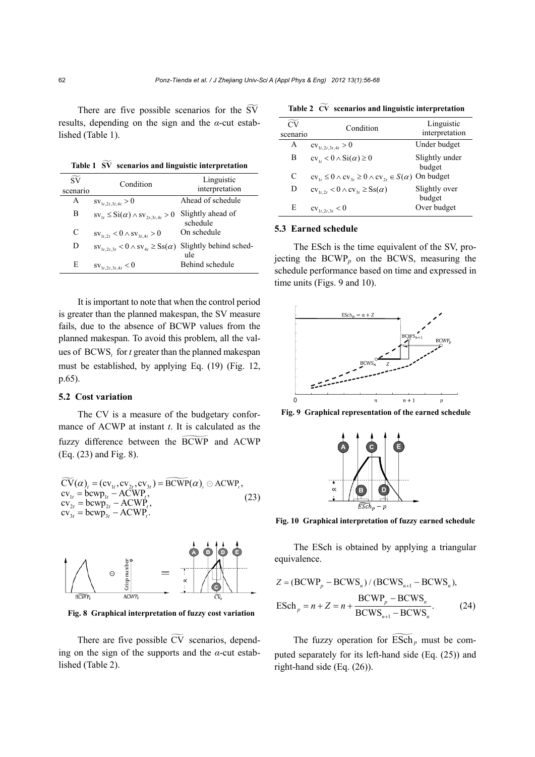There are five possible scenarios for the $\widetilde{\text{SV}}$ results, depending on the sign and the $\alpha$-cut established (Table 1).

**Table 1 $\widetilde{\text{SV}}$ scenarios and linguistic interpretation**

| $\widetilde{\text{SV}}$ scenario | Condition | Linguistic interpretation |
|---|---|---|
| A | $\text{sv}_{1t,2t,3t,4t} > 0$ | Ahead of schedule |
| B | $\text{sv}_{1t} \le \text{Si}(\alpha) \wedge \text{sv}_{2t,3t,4t} > 0$ | Slightly ahead of schedule |
| C | $\text{sv}_{1t,2t} < 0 \wedge \text{sv}_{3t,4t} > 0$ | On schedule |
| D | $\text{sv}_{1t,2t,3t} < 0 \wedge \text{sv}_{4t} \ge \text{Ss}(\alpha)$ | Slightly behind schedule |
| E | $\text{sv}_{1t,2t,3t,4t} < 0$ | Behind schedule |

It is important to note that when the control period is greater than the planned makespan, the SV measure fails, due to the absence of BCWP values from the planned makespan. To avoid this problem, all the values of $\text{BCWS}_t$ for $t$ greater than the planned makespan must be established, by applying Eq. (19) (Fig. 12, p.65).

### 5.2 Cost variation

The CV is a measure of the budgetary conformance of ACWP at instant $t$. It is calculated as the fuzzy difference between the $\widetilde{\text{BCWP}}$ and ACWP (Eq. (23) and Fig. 8).

$$
\begin{aligned}
&\widetilde{\text{CV}}(\alpha)_t = (\text{cv}_{1t}, \text{cv}_{2t}, \text{cv}_{3t}) = \widetilde{\text{BCWP}}(\alpha)_t \ominus \text{ACWP}_t, \\
&\text{cv}_{1t} = \text{bcwp}_{1t} - \text{ACWP}_t, \\
&\text{cv}_{2t} = \text{bcwp}_{2t} - \text{ACWP}_t, \\
&\text{cv}_{3t} = \text{bcwp}_{3t} - \text{ACWP}_t.
\end{aligned}
\tag{23}
$$

Fig. 8 Graphical interpretation of fuzzy cost variation

There are five possible $\widetilde{\text{CV}}$ scenarios, depending on the sign of the supports and the $\alpha$-cut established (Table 2).

**Table 2 $\widetilde{\text{CV}}$ scenarios and linguistic interpretation**

| $\widetilde{\text{CV}}$ scenario | Condition | Linguistic interpretation |
|---|---|---|
| A | $\text{cv}_{1t,2t,3t,4t} > 0$ | Under budget |
| B | $\text{cv}_{1t} < 0 \wedge \text{Si}(\alpha) \ge 0$ | Slightly under budget |
| C | $\text{cv}_{1t} \le 0 \wedge \text{cv}_{3t} \ge 0 \wedge \text{cv}_{2t} \in S(\alpha)$ | On budget |
| D | $\text{cv}_{1t,2t} < 0 \wedge \text{cv}_{3t} \ge \text{Ss}(\alpha)$ | Slightly over budget |
| E | $\text{cv}_{1t,2t,3t} < 0$ | Over budget |

### 5.3 Earned schedule

The ESch is the time equivalent of the SV, projecting the $\text{BCWP}_p$ on the BCWS, measuring the schedule performance based on time and expressed in time units (Figs. 9 and 10).

Fig. 9 Graphical representation of the earned schedule

Fig. 10 Graphical interpretation of fuzzy earned schedule

The ESch is obtained by applying a triangular equivalence.

$$
\begin{aligned}
&Z = (\text{BCWP}_p - \text{BCWS}_n) / (\text{BCWS}_{n+1} - \text{BCWS}_n), \\
&\text{ESch}_p = n + Z = n + \frac{\text{BCWP}_p - \text{BCWS}_n}{\text{BCWS}_{n+1} - \text{BCWS}_n}.
\end{aligned}
\tag{24}
$$

The fuzzy operation for $\widetilde{\text{ESch}}_p$ must be computed separately for its left-hand side (Eq. (25)) and right-hand side (Eq. (26)).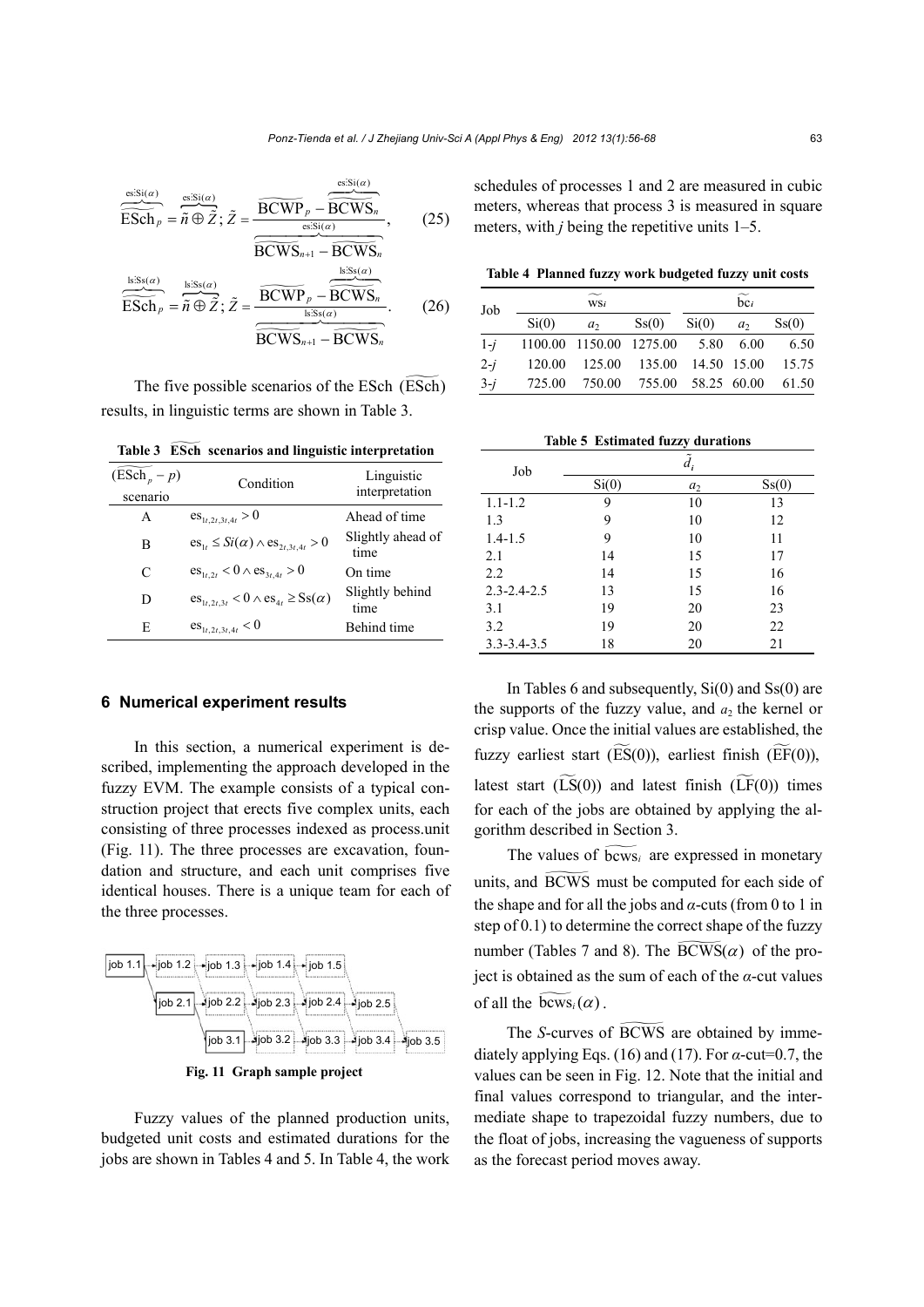$$\overbrace{\widetilde{\mathrm{ESch}}_p}^{\mathrm{es:Si}(\alpha)} = \overbrace{\tilde{n} \oplus \tilde{Z}}^{\mathrm{es:Si}(\alpha)};\ \tilde{Z} = \frac{\widetilde{\mathrm{BCWP}}_p - \overbrace{\widetilde{\mathrm{BCWS}}_n}^{\mathrm{es:Si}(\alpha)}}{\underbrace{\widetilde{\mathrm{BCWS}}_{n+1} - \widetilde{\mathrm{BCWS}}_n}_{\mathrm{es:Si}(\alpha)}}, \quad (25)$$

$$\overbrace{\widetilde{\mathrm{ESch}}_p}^{\mathrm{ls:Ss}(\alpha)} = \overbrace{\tilde{n} \oplus \tilde{Z}}^{\mathrm{ls:Ss}(\alpha)};\ \tilde{Z} = \frac{\widetilde{\mathrm{BCWP}}_p - \overbrace{\widetilde{\mathrm{BCWS}}_n}^{\mathrm{ls:Ss}(\alpha)}}{\underbrace{\widetilde{\mathrm{BCWS}}_{n+1} - \widetilde{\mathrm{BCWS}}_n}_{\mathrm{ls:Ss}(\alpha)}}. \quad (26)$$

The five possible scenarios of the ESch $(\widetilde{\mathrm{ESch}})$ results, in linguistic terms are shown in Table 3.

**Table 3 $\widetilde{\mathrm{ESch}}$ scenarios and linguistic interpretation**

| $(\widetilde{\mathrm{ESch}}_p - p)$ scenario | Condition | Linguistic interpretation |
|---|---|---|
| A | $\mathrm{es}_{1t,2t,3t,4t} > 0$ | Ahead of time |
| B | $\mathrm{es}_{1t} \leq Si(\alpha) \wedge \mathrm{es}_{2t,3t,4t} > 0$ | Slightly ahead of time |
| C | $\mathrm{es}_{1t,2t} < 0 \wedge \mathrm{es}_{3t,4t} > 0$ | On time |
| D | $\mathrm{es}_{1t,2t,3t} < 0 \wedge \mathrm{es}_{4t} \geq \mathrm{Ss}(\alpha)$ | Slightly behind time |
| E | $\mathrm{es}_{1t,2t,3t,4t} < 0$ | Behind time |

## 6 Numerical experiment results

In this section, a numerical experiment is described, implementing the approach developed in the fuzzy EVM. The example consists of a typical construction project that erects five complex units, each consisting of three processes indexed as process.unit (Fig. 11). The three processes are excavation, foundation and structure, and each unit comprises five identical houses. There is a unique team for each of the three processes.

job 1.1 → job 1.2 → job 1.3 → job 1.4 → job 1.5
job 2.1 → job 2.2 → job 2.3 → job 2.4 → job 2.5
job 3.1 → job 3.2 → job 3.3 → job 3.4 → job 3.5

**Fig. 11 Graph sample project**

Fuzzy values of the planned production units, budgeted unit costs and estimated durations for the jobs are shown in Tables 4 and 5. In Table 4, the work schedules of processes 1 and 2 are measured in cubic meters, whereas that process 3 is measured in square meters, with $j$ being the repetitive units 1–5.

**Table 4 Planned fuzzy work budgeted fuzzy unit costs**

| Job | $\widetilde{\mathrm{ws}}_i$ | | | $\widetilde{\mathrm{bc}}_i$ | | |
|---|---|---|---|---|---|---|
| | Si(0) | $a_2$ | Ss(0) | Si(0) | $a_2$ | Ss(0) |
| 1-$j$ | 1100.00 | 1150.00 | 1275.00 | 5.80 | 6.00 | 6.50 |
| 2-$j$ | 120.00 | 125.00 | 135.00 | 14.50 | 15.00 | 15.75 |
| 3-$j$ | 725.00 | 750.00 | 755.00 | 58.25 | 60.00 | 61.50 |

**Table 5 Estimated fuzzy durations**

| Job | $\tilde{d}_i$ | | |
|---|---|---|---|
| | Si(0) | $a_2$ | Ss(0) |
| 1.1-1.2 | 9 | 10 | 13 |
| 1.3 | 9 | 10 | 12 |
| 1.4-1.5 | 9 | 10 | 11 |
| 2.1 | 14 | 15 | 17 |
| 2.2 | 14 | 15 | 16 |
| 2.3-2.4-2.5 | 13 | 15 | 16 |
| 3.1 | 19 | 20 | 23 |
| 3.2 | 19 | 20 | 22 |
| 3.3-3.4-3.5 | 18 | 20 | 21 |

In Tables 6 and subsequently, Si(0) and Ss(0) are the supports of the fuzzy value, and $a_2$ the kernel or crisp value. Once the initial values are established, the fuzzy earliest start $(\widetilde{\mathrm{ES}}(0))$, earliest finish $(\widetilde{\mathrm{EF}}(0))$, latest start $(\widetilde{\mathrm{LS}}(0))$ and latest finish $(\widetilde{\mathrm{LF}}(0))$ times for each of the jobs are obtained by applying the algorithm described in Section 3.

The values of $\widetilde{\mathrm{bcws}}_i$ are expressed in monetary units, and $\widetilde{\mathrm{BCWS}}$ must be computed for each side of the shape and for all the jobs and $\alpha$-cuts (from 0 to 1 in step of 0.1) to determine the correct shape of the fuzzy number (Tables 7 and 8). The $\widetilde{\mathrm{BCWS}}(\alpha)$ of the project is obtained as the sum of each of the $\alpha$-cut values of all the $\widetilde{\mathrm{bcws}}_i(\alpha)$.

The $S$-curves of $\widetilde{\mathrm{BCWS}}$ are obtained by immediately applying Eqs. (16) and (17). For $\alpha$-cut=0.7, the values can be seen in Fig. 12. Note that the initial and final values correspond to triangular, and the intermediate shape to trapezoidal fuzzy numbers, due to the float of jobs, increasing the vagueness of supports as the forecast period moves away.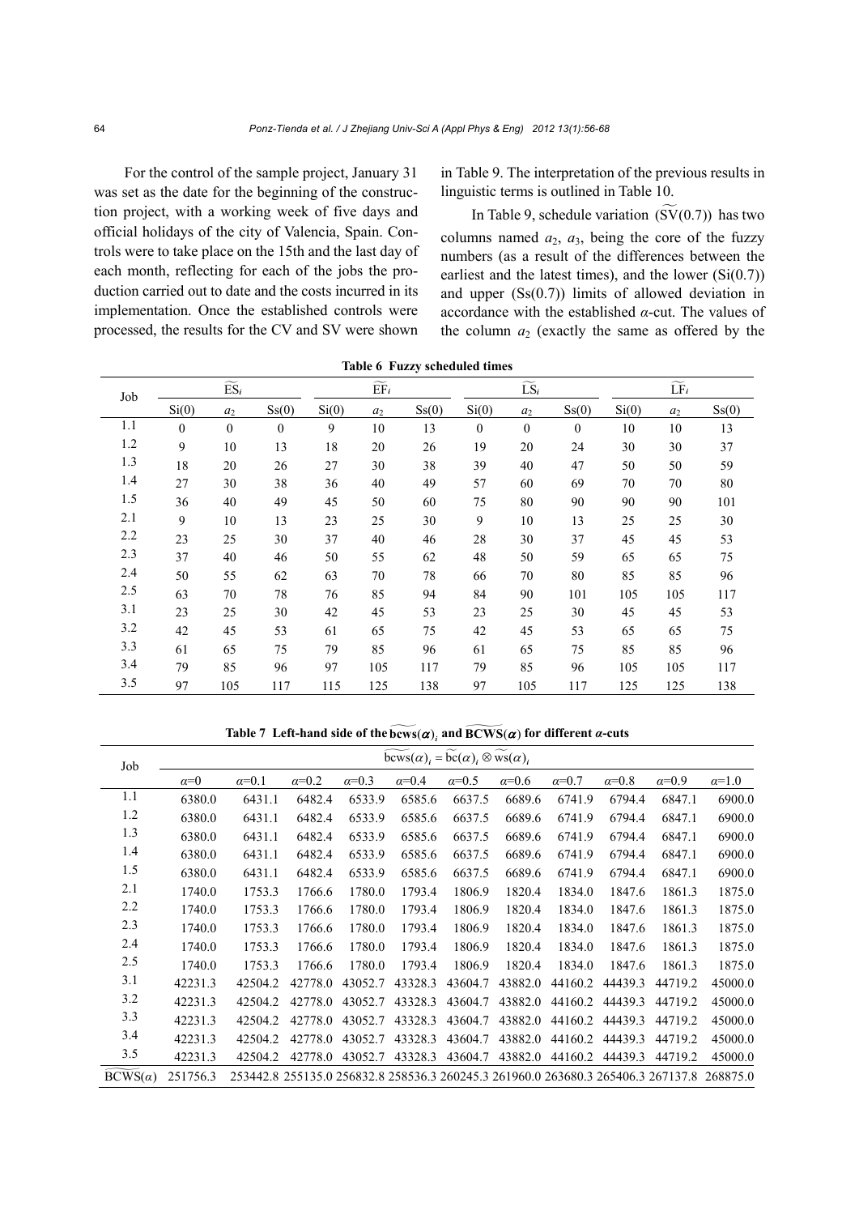For the control of the sample project, January 31 was set as the date for the beginning of the construction project, with a working week of five days and official holidays of the city of Valencia, Spain. Controls were to take place on the 15th and the last day of each month, reflecting for each of the jobs the production carried out to date and the costs incurred in its implementation. Once the established controls were processed, the results for the CV and SV were shown in Table 9. The interpretation of the previous results in linguistic terms is outlined in Table 10.

In Table 9, schedule variation ($\widetilde{\mathrm{SV}}(0.7)$) has two columns named $a_2$, $a_3$, being the core of the fuzzy numbers (as a result of the differences between the earliest and the latest times), and the lower (Si(0.7)) and upper (Ss(0.7)) limits of allowed deviation in accordance with the established $\alpha$-cut. The values of the column $a_2$ (exactly the same as offered by the

**Table 6 Fuzzy scheduled times**

| Job | $\widetilde{\mathrm{ES}}_i$ | | | $\widetilde{\mathrm{EF}}_i$ | | | $\widetilde{\mathrm{LS}}_i$ | | | $\widetilde{\mathrm{LF}}_i$ | | |
|---|---|---|---|---|---|---|---|---|---|---|---|---|
| | Si(0) | $a_2$ | Ss(0) | Si(0) | $a_2$ | Ss(0) | Si(0) | $a_2$ | Ss(0) | Si(0) | $a_2$ | Ss(0) |
| 1.1 | 0 | 0 | 0 | 9 | 10 | 13 | 0 | 0 | 0 | 10 | 10 | 13 |
| 1.2 | 9 | 10 | 13 | 18 | 20 | 26 | 19 | 20 | 24 | 30 | 30 | 37 |
| 1.3 | 18 | 20 | 26 | 27 | 30 | 38 | 39 | 40 | 47 | 50 | 50 | 59 |
| 1.4 | 27 | 30 | 38 | 36 | 40 | 49 | 57 | 60 | 69 | 70 | 70 | 80 |
| 1.5 | 36 | 40 | 49 | 45 | 50 | 60 | 75 | 80 | 90 | 90 | 90 | 101 |
| 2.1 | 9 | 10 | 13 | 23 | 25 | 30 | 9 | 10 | 13 | 25 | 25 | 30 |
| 2.2 | 23 | 25 | 30 | 37 | 40 | 46 | 28 | 30 | 37 | 45 | 45 | 53 |
| 2.3 | 37 | 40 | 46 | 50 | 55 | 62 | 48 | 50 | 59 | 65 | 65 | 75 |
| 2.4 | 50 | 55 | 62 | 63 | 70 | 78 | 66 | 70 | 80 | 85 | 85 | 96 |
| 2.5 | 63 | 70 | 78 | 76 | 85 | 94 | 84 | 90 | 101 | 105 | 105 | 117 |
| 3.1 | 23 | 25 | 30 | 42 | 45 | 53 | 23 | 25 | 30 | 45 | 45 | 53 |
| 3.2 | 42 | 45 | 53 | 61 | 65 | 75 | 42 | 45 | 53 | 65 | 65 | 75 |
| 3.3 | 61 | 65 | 75 | 79 | 85 | 96 | 61 | 65 | 75 | 85 | 85 | 96 |
| 3.4 | 79 | 85 | 96 | 97 | 105 | 117 | 79 | 85 | 96 | 105 | 105 | 117 |
| 3.5 | 97 | 105 | 117 | 115 | 125 | 138 | 97 | 105 | 117 | 125 | 125 | 138 |

**Table 7 Left-hand side of the $\widetilde{\mathrm{bcws}}(\alpha)_i$ and $\widetilde{\mathrm{BCWS}}(\alpha)$ for different $\alpha$-cuts**

| Job | $\widetilde{\mathrm{bcws}}(\alpha)_i = \widetilde{\mathrm{bc}}(\alpha)_i \otimes \widetilde{\mathrm{ws}}(\alpha)_i$ | | | | | | | | | | |
|---|---|---|---|---|---|---|---|---|---|---|---|
| | $\alpha$=0 | $\alpha$=0.1 | $\alpha$=0.2 | $\alpha$=0.3 | $\alpha$=0.4 | $\alpha$=0.5 | $\alpha$=0.6 | $\alpha$=0.7 | $\alpha$=0.8 | $\alpha$=0.9 | $\alpha$=1.0 |
| 1.1 | 6380.0 | 6431.1 | 6482.4 | 6533.9 | 6585.6 | 6637.5 | 6689.6 | 6741.9 | 6794.4 | 6847.1 | 6900.0 |
| 1.2 | 6380.0 | 6431.1 | 6482.4 | 6533.9 | 6585.6 | 6637.5 | 6689.6 | 6741.9 | 6794.4 | 6847.1 | 6900.0 |
| 1.3 | 6380.0 | 6431.1 | 6482.4 | 6533.9 | 6585.6 | 6637.5 | 6689.6 | 6741.9 | 6794.4 | 6847.1 | 6900.0 |
| 1.4 | 6380.0 | 6431.1 | 6482.4 | 6533.9 | 6585.6 | 6637.5 | 6689.6 | 6741.9 | 6794.4 | 6847.1 | 6900.0 |
| 1.5 | 6380.0 | 6431.1 | 6482.4 | 6533.9 | 6585.6 | 6637.5 | 6689.6 | 6741.9 | 6794.4 | 6847.1 | 6900.0 |
| 2.1 | 1740.0 | 1753.3 | 1766.6 | 1780.0 | 1793.4 | 1806.9 | 1820.4 | 1834.0 | 1847.6 | 1861.3 | 1875.0 |
| 2.2 | 1740.0 | 1753.3 | 1766.6 | 1780.0 | 1793.4 | 1806.9 | 1820.4 | 1834.0 | 1847.6 | 1861.3 | 1875.0 |
| 2.3 | 1740.0 | 1753.3 | 1766.6 | 1780.0 | 1793.4 | 1806.9 | 1820.4 | 1834.0 | 1847.6 | 1861.3 | 1875.0 |
| 2.4 | 1740.0 | 1753.3 | 1766.6 | 1780.0 | 1793.4 | 1806.9 | 1820.4 | 1834.0 | 1847.6 | 1861.3 | 1875.0 |
| 2.5 | 1740.0 | 1753.3 | 1766.6 | 1780.0 | 1793.4 | 1806.9 | 1820.4 | 1834.0 | 1847.6 | 1861.3 | 1875.0 |
| 3.1 | 42231.3 | 42504.2 | 42778.0 | 43052.7 | 43328.3 | 43604.7 | 43882.0 | 44160.2 | 44439.3 | 44719.2 | 45000.0 |
| 3.2 | 42231.3 | 42504.2 | 42778.0 | 43052.7 | 43328.3 | 43604.7 | 43882.0 | 44160.2 | 44439.3 | 44719.2 | 45000.0 |
| 3.3 | 42231.3 | 42504.2 | 42778.0 | 43052.7 | 43328.3 | 43604.7 | 43882.0 | 44160.2 | 44439.3 | 44719.2 | 45000.0 |
| 3.4 | 42231.3 | 42504.2 | 42778.0 | 43052.7 | 43328.3 | 43604.7 | 43882.0 | 44160.2 | 44439.3 | 44719.2 | 45000.0 |
| 3.5 | 42231.3 | 42504.2 | 42778.0 | 43052.7 | 43328.3 | 43604.7 | 43882.0 | 44160.2 | 44439.3 | 44719.2 | 45000.0 |
| $\widetilde{\mathrm{BCWS}}(\alpha)$ | 251756.3 | 253442.8 | 255135.0 | 256832.8 | 258536.3 | 260245.3 | 261960.0 | 263680.3 | 265406.3 | 267137.8 | 268875.0 |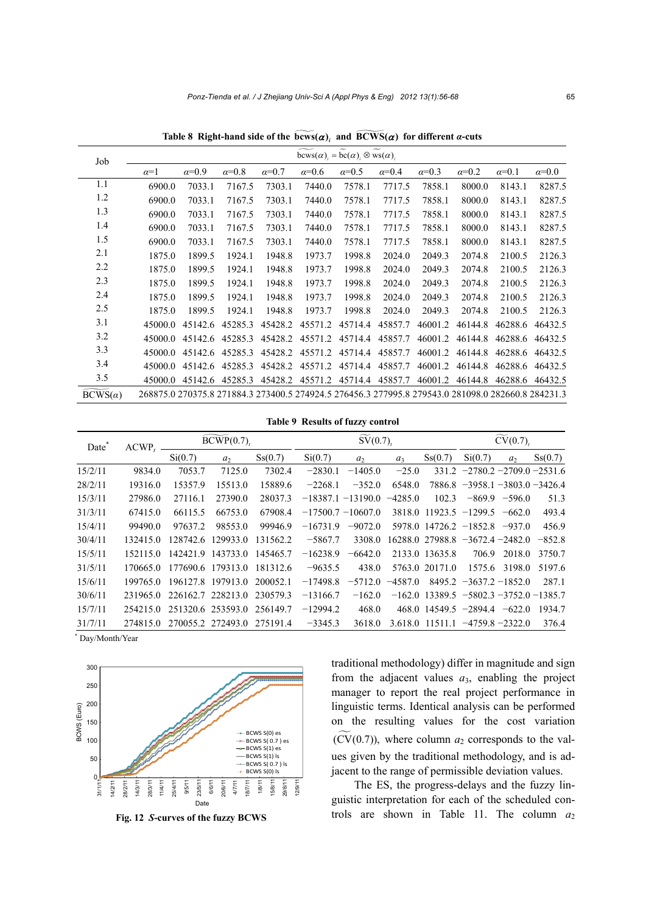**Table 8 Right-hand side of the $\widetilde{\text{bcws}}(\alpha)_i$ and $\widetilde{\text{BCWS}}(\alpha)$ for different α-cuts**

| Job | $\widetilde{\text{bcws}}(\alpha)_i = \widetilde{\text{bc}}(\alpha)_i \otimes \widetilde{\text{ws}}(\alpha)_i$ | | | | | | | | | | |
|---|---|---|---|---|---|---|---|---|---|---|---|
| | α=1 | α=0.9 | α=0.8 | α=0.7 | α=0.6 | α=0.5 | α=0.4 | α=0.3 | α=0.2 | α=0.1 | α=0.0 |
| 1.1 | 6900.0 | 7033.1 | 7167.5 | 7303.1 | 7440.0 | 7578.1 | 7717.5 | 7858.1 | 8000.0 | 8143.1 | 8287.5 |
| 1.2 | 6900.0 | 7033.1 | 7167.5 | 7303.1 | 7440.0 | 7578.1 | 7717.5 | 7858.1 | 8000.0 | 8143.1 | 8287.5 |
| 1.3 | 6900.0 | 7033.1 | 7167.5 | 7303.1 | 7440.0 | 7578.1 | 7717.5 | 7858.1 | 8000.0 | 8143.1 | 8287.5 |
| 1.4 | 6900.0 | 7033.1 | 7167.5 | 7303.1 | 7440.0 | 7578.1 | 7717.5 | 7858.1 | 8000.0 | 8143.1 | 8287.5 |
| 1.5 | 6900.0 | 7033.1 | 7167.5 | 7303.1 | 7440.0 | 7578.1 | 7717.5 | 7858.1 | 8000.0 | 8143.1 | 8287.5 |
| 2.1 | 1875.0 | 1899.5 | 1924.1 | 1948.8 | 1973.7 | 1998.8 | 2024.0 | 2049.3 | 2074.8 | 2100.5 | 2126.3 |
| 2.2 | 1875.0 | 1899.5 | 1924.1 | 1948.8 | 1973.7 | 1998.8 | 2024.0 | 2049.3 | 2074.8 | 2100.5 | 2126.3 |
| 2.3 | 1875.0 | 1899.5 | 1924.1 | 1948.8 | 1973.7 | 1998.8 | 2024.0 | 2049.3 | 2074.8 | 2100.5 | 2126.3 |
| 2.4 | 1875.0 | 1899.5 | 1924.1 | 1948.8 | 1973.7 | 1998.8 | 2024.0 | 2049.3 | 2074.8 | 2100.5 | 2126.3 |
| 2.5 | 1875.0 | 1899.5 | 1924.1 | 1948.8 | 1973.7 | 1998.8 | 2024.0 | 2049.3 | 2074.8 | 2100.5 | 2126.3 |
| 3.1 | 45000.0 | 45142.6 | 45285.3 | 45428.2 | 45571.2 | 45714.4 | 45857.7 | 46001.2 | 46144.8 | 46288.6 | 46432.5 |
| 3.2 | 45000.0 | 45142.6 | 45285.3 | 45428.2 | 45571.2 | 45714.4 | 45857.7 | 46001.2 | 46144.8 | 46288.6 | 46432.5 |
| 3.3 | 45000.0 | 45142.6 | 45285.3 | 45428.2 | 45571.2 | 45714.4 | 45857.7 | 46001.2 | 46144.8 | 46288.6 | 46432.5 |
| 3.4 | 45000.0 | 45142.6 | 45285.3 | 45428.2 | 45571.2 | 45714.4 | 45857.7 | 46001.2 | 46144.8 | 46288.6 | 46432.5 |
| 3.5 | 45000.0 | 45142.6 | 45285.3 | 45428.2 | 45571.2 | 45714.4 | 45857.7 | 46001.2 | 46144.8 | 46288.6 | 46432.5 |
| $\widetilde{\text{BCWS}}(\alpha)$ | 268875.0 | 270375.8 | 271884.3 | 273400.5 | 274924.5 | 276456.3 | 277995.8 | 279543.0 | 281098.0 | 282660.8 | 284231.3 |

**Table 9 Results of fuzzy control**

| Date* | $\text{ACWP}_t$ | $\widetilde{\text{BCWP}}(0.7)_t$ | | | $\widetilde{\text{SV}}(0.7)_t$ | | | | $\widetilde{\text{CV}}(0.7)_t$ | | |
|---|---|---|---|---|---|---|---|---|---|---|---|
| | | Si(0.7) | $a_2$ | Ss(0.7) | Si(0.7) | $a_2$ | $a_3$ | Ss(0.7) | Si(0.7) | $a_2$ | Ss(0.7) |
| 15/2/11 | 9834.0 | 7053.7 | 7125.0 | 7302.4 | −2830.1 | −1405.0 | −25.0 | 331.2 | −2780.2 | −2709.0 | −2531.6 |
| 28/2/11 | 19316.0 | 15357.9 | 15513.0 | 15889.6 | −2268.1 | −352.0 | 6548.0 | 7886.8 | −3958.1 | −3803.0 | −3426.4 |
| 15/3/11 | 27986.0 | 27116.1 | 27390.0 | 28037.3 | −9635.5 | 438.0 | 5763.0 | 20171.0 | 1575.6 | 3198.0 | 5197.6 |
| 31/3/11 | 67415.0 | 66115.5 | 66753.0 | 67908.4 | −17500.7 | −10607.0 | 3818.0 | 11923.5 | −1299.5 | −662.0 | 493.4 |
| 15/4/11 | 99490.0 | 97637.2 | 98553.0 | 99946.9 | −16731.9 | −9072.0 | 5978.0 | 14726.2 | −1852.8 | −937.0 | 456.9 |
| 30/4/11 | 132415.0 | 128742.6 | 129933.0 | 131562.2 | −5867.7 | 3308.0 | 16288.0 | 27988.8 | −3672.4 | −2482.0 | −852.8 |
| 15/5/11 | 152115.0 | 142421.9 | 143733.0 | 145465.7 | −16238.9 | −6642.0 | 2133.0 | 13635.8 | 706.9 | 2018.0 | 3750.7 |
| 31/5/11 | 170665.0 | 177690.6 | 179313.0 | 181312.6 | −18387.1 | −13190.0 | −4285.0 | 102.3 | −869.9 | −596.0 | 51.3 |
| 15/6/11 | 199765.0 | 196127.8 | 197913.0 | 200052.1 | −17498.8 | −5712.0 | −4587.0 | 8495.2 | −3637.2 | −1852.0 | 287.1 |
| 30/6/11 | 231965.0 | 226162.7 | 228213.0 | 230579.3 | −13166.7 | −162.0 | −162.0 | 13389.5 | −5802.3 | −3752.0 | −1385.7 |
| 15/7/11 | 254215.0 | 251320.6 | 253593.0 | 256149.7 | −12994.2 | 468.0 | 468.0 | 14549.5 | −2894.4 | −622.0 | 1934.7 |
| 31/7/11 | 274815.0 | 270055.2 | 272493.0 | 275191.4 | −3345.3 | 3618.0 | 3.618.0 | 11511.1 | −4759.8 | −2322.0 | 376.4 |

\* Day/Month/Year

Fig. 12 *S*-curves of the fuzzy BCWS

traditional methodology) differ in magnitude and sign from the adjacent values $a_3$, enabling the project manager to report the real project performance in linguistic terms. Identical analysis can be performed on the resulting values for the cost variation ($\widetilde{\text{CV}}(0.7)$), where column $a_2$ corresponds to the values given by the traditional methodology, and is adjacent to the range of permissible deviation values.

The ES, the progress-delays and the fuzzy linguistic interpretation for each of the scheduled controls are shown in Table 11. The column $a_2$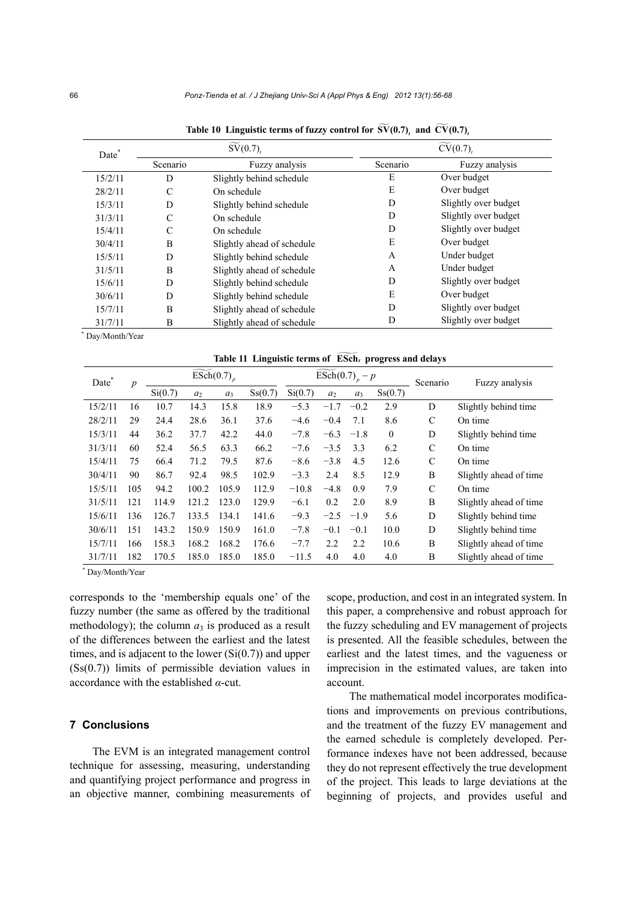**Table 10 Linguistic terms of fuzzy control for $\widetilde{\mathrm{SV}}(0.7)_t$ and $\widetilde{\mathrm{CV}}(0.7)_t$**

| Date* | $\widetilde{\mathrm{SV}}(0.7)_t$ | | $\widetilde{\mathrm{CV}}(0.7)_t$ | |
|---|---|---|---|---|
| | Scenario | Fuzzy analysis | Scenario | Fuzzy analysis |
| 15/2/11 | D | Slightly behind schedule | E | Over budget |
| 28/2/11 | C | On schedule | E | Over budget |
| 15/3/11 | D | Slightly behind schedule | D | Slightly over budget |
| 31/3/11 | C | On schedule | D | Slightly over budget |
| 15/4/11 | C | On schedule | D | Slightly over budget |
| 30/4/11 | B | Slightly ahead of schedule | E | Over budget |
| 15/5/11 | D | Slightly behind schedule | A | Under budget |
| 31/5/11 | B | Slightly ahead of schedule | A | Under budget |
| 15/6/11 | D | Slightly behind schedule | D | Slightly over budget |
| 30/6/11 | D | Slightly behind schedule | E | Over budget |
| 15/7/11 | B | Slightly ahead of schedule | D | Slightly over budget |
| 31/7/11 | B | Slightly ahead of schedule | D | Slightly over budget |

* Day/Month/Year

**Table 11 Linguistic terms of $\widetilde{\mathrm{ESch}}_t$ progress and delays**

| Date* | $p$ | $\widetilde{\mathrm{ESch}}(0.7)_p$ | | | | $\widetilde{\mathrm{ESch}}(0.7)_p - p$ | | | | Scenario | Fuzzy analysis |
|---|---|---|---|---|---|---|---|---|---|---|---|
| | | Si(0.7) | $a_2$ | $a_3$ | Ss(0.7) | Si(0.7) | $a_2$ | $a_3$ | Ss(0.7) | | |
| 15/2/11 | 16 | 10.7 | 14.3 | 15.8 | 18.9 | −5.3 | −1.7 | −0.2 | 2.9 | D | Slightly behind time |
| 28/2/11 | 29 | 24.4 | 28.6 | 36.1 | 37.6 | −4.6 | −0.4 | 7.1 | 8.6 | C | On time |
| 15/3/11 | 44 | 36.2 | 37.7 | 42.2 | 44.0 | −7.8 | −6.3 | −1.8 | 0 | D | Slightly behind time |
| 31/3/11 | 60 | 52.4 | 56.5 | 63.3 | 66.2 | −7.6 | −3.5 | 3.3 | 6.2 | C | On time |
| 15/4/11 | 75 | 66.4 | 71.2 | 79.5 | 87.6 | −8.6 | −3.8 | 4.5 | 12.6 | C | On time |
| 30/4/11 | 90 | 86.7 | 92.4 | 98.5 | 102.9 | −3.3 | 2.4 | 8.5 | 12.9 | B | Slightly ahead of time |
| 15/5/11 | 105 | 94.2 | 100.2 | 105.9 | 112.9 | −10.8 | −4.8 | 0.9 | 7.9 | C | On time |
| 31/5/11 | 121 | 114.9 | 121.2 | 123.0 | 129.9 | −6.1 | 0.2 | 2.0 | 8.9 | B | Slightly ahead of time |
| 15/6/11 | 136 | 126.7 | 133.5 | 134.1 | 141.6 | −9.3 | −2.5 | −1.9 | 5.6 | D | Slightly behind time |
| 30/6/11 | 151 | 143.2 | 150.9 | 150.9 | 161.0 | −7.8 | −0.1 | −0.1 | 10.0 | D | Slightly behind time |
| 15/7/11 | 166 | 158.3 | 168.2 | 168.2 | 176.6 | −7.7 | 2.2 | 2.2 | 10.6 | B | Slightly ahead of time |
| 31/7/11 | 182 | 170.5 | 185.0 | 185.0 | 185.0 | −11.5 | 4.0 | 4.0 | 4.0 | B | Slightly ahead of time |

* Day/Month/Year

corresponds to the 'membership equals one' of the fuzzy number (the same as offered by the traditional methodology); the column $a_3$ is produced as a result of the differences between the earliest and the latest times, and is adjacent to the lower (Si(0.7)) and upper (Ss(0.7)) limits of permissible deviation values in accordance with the established $\alpha$-cut.

## 7 Conclusions

The EVM is an integrated management control technique for assessing, measuring, understanding and quantifying project performance and progress in an objective manner, combining measurements of scope, production, and cost in an integrated system. In this paper, a comprehensive and robust approach for the fuzzy scheduling and EV management of projects is presented. All the feasible schedules, between the earliest and the latest times, and the vagueness or imprecision in the estimated values, are taken into account.

The mathematical model incorporates modifications and improvements on previous contributions, and the treatment of the fuzzy EV management and the earned schedule is completely developed. Performance indexes have not been addressed, because they do not represent effectively the true development of the project. This leads to large deviations at the beginning of projects, and provides useful and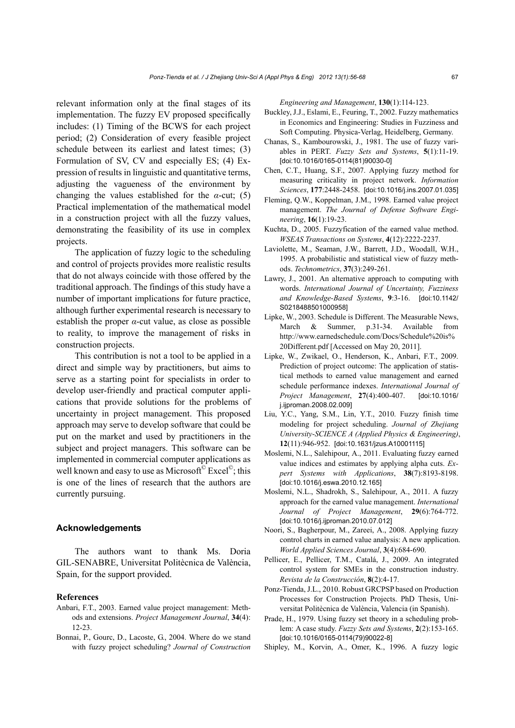relevant information only at the final stages of its implementation. The fuzzy EV proposed specifically includes: (1) Timing of the BCWS for each project period; (2) Consideration of every feasible project schedule between its earliest and latest times; (3) Formulation of SV, CV and especially ES; (4) Expression of results in linguistic and quantitative terms, adjusting the vagueness of the environment by changing the values established for the $\alpha$-cut; (5) Practical implementation of the mathematical model in a construction project with all the fuzzy values, demonstrating the feasibility of its use in complex projects.

The application of fuzzy logic to the scheduling and control of projects provides more realistic results that do not always coincide with those offered by the traditional approach. The findings of this study have a number of important implications for future practice, although further experimental research is necessary to establish the proper $\alpha$-cut value, as close as possible to reality, to improve the management of risks in construction projects.

This contribution is not a tool to be applied in a direct and simple way by practitioners, but aims to serve as a starting point for specialists in order to develop user-friendly and practical computer applications that provide solutions for the problems of uncertainty in project management. This proposed approach may serve to develop software that could be put on the market and used by practitioners in the subject and project managers. This software can be implemented in commercial computer applications as well known and easy to use as Microsoft© Excel©; this is one of the lines of research that the authors are currently pursuing.

## Acknowledgements

The authors want to thank Ms. Doria GIL-SENABRE, Universitat Politècnica de València, Spain, for the support provided.

### References

Anbari, F.T., 2003. Earned value project management: Methods and extensions. *Project Management Journal*, **34**(4): 12-23.

Bonnai, P., Gourc, D., Lacoste, G., 2004. Where do we stand with fuzzy project scheduling? *Journal of Construction Engineering and Management*, **130**(1):114-123.

Buckley, J.J., Eslami, E., Feuring, T., 2002. Fuzzy mathematics in Economics and Engineering: Studies in Fuzziness and Soft Computing. Physica-Verlag, Heidelberg, Germany.

Chanas, S., Kambourowski, J., 1981. The use of fuzzy variables in PERT. *Fuzzy Sets and Systems*, **5**(1):11-19. [doi:10.1016/0165-0114(81)90030-0]

Chen, C.T., Huang, S.F., 2007. Applying fuzzy method for measuring criticality in project network. *Information Sciences*, **177**:2448-2458. [doi:10.1016/j.ins.2007.01.035]

Fleming, Q.W., Koppelman, J.M., 1998. Earned value project management. *The Journal of Defense Software Engineering*, **16**(1):19-23.

Kuchta, D., 2005. Fuzzyfication of the earned value method. *WSEAS Transactions on Systems*, **4**(12):2222-2237.

Laviolette, M., Seaman, J.W., Barrett, J.D., Woodall, W.H., 1995. A probabilistic and statistical view of fuzzy methods. *Technometrics*, **37**(3):249-261.

Lawry, J., 2001. An alternative approach to computing with words. *International Journal of Uncertainty, Fuzziness and Knowledge-Based Systems*, **9**:3-16. [doi:10.1142/S0218488501000958]

Lipke, W., 2003. Schedule is Different. The Measurable News, March & Summer, p.31-34. Available from http://www.earnedschedule.com/Docs/Schedule%20is%20Different.pdf [Accessed on May 20, 2011].

Lipke, W., Zwikael, O., Henderson, K., Anbari, F.T., 2009. Prediction of project outcome: The application of statistical methods to earned value management and earned schedule performance indexes. *International Journal of Project Management*, **27**(4):400-407. [doi:10.1016/j.ijproman.2008.02.009]

Liu, Y.C., Yang, S.M., Lin, Y.T., 2010. Fuzzy finish time modeling for project scheduling. *Journal of Zhejiang University-SCIENCE A (Applied Physics & Engineering)*, **12**(11):946-952. [doi:10.1631/jzus.A10001115]

Moslemi, N.L., Salehipour, A., 2011. Evaluating fuzzy earned value indices and estimates by applying alpha cuts. *Expert Systems with Applications*, **38**(7):8193-8198. [doi:10.1016/j.eswa.2010.12.165]

Moslemi, N.L., Shadrokh, S., Salehipour, A., 2011. A fuzzy approach for the earned value management. *International Journal of Project Management*, **29**(6):764-772. [doi:10.1016/j.ijproman.2010.07.012]

Noori, S., Bagherpour, M., Zareei, A., 2008. Applying fuzzy control charts in earned value analysis: A new application. *World Applied Sciences Journal*, **3**(4):684-690.

Pellicer, E., Pellicer, T.M., Catalá, J., 2009. An integrated control system for SMEs in the construction industry. *Revista de la Construcción*, **8**(2):4-17.

Ponz-Tienda, J.L., 2010. Robust GRCPSP based on Production Processes for Construction Projects. PhD Thesis, Universitat Politècnica de València, Valencia (in Spanish).

Prade, H., 1979. Using fuzzy set theory in a scheduling problem: A case study. *Fuzzy Sets and Systems*, **2**(2):153-165. [doi:10.1016/0165-0114(79)90022-8]

Shipley, M., Korvin, A., Omer, K., 1996. A fuzzy logic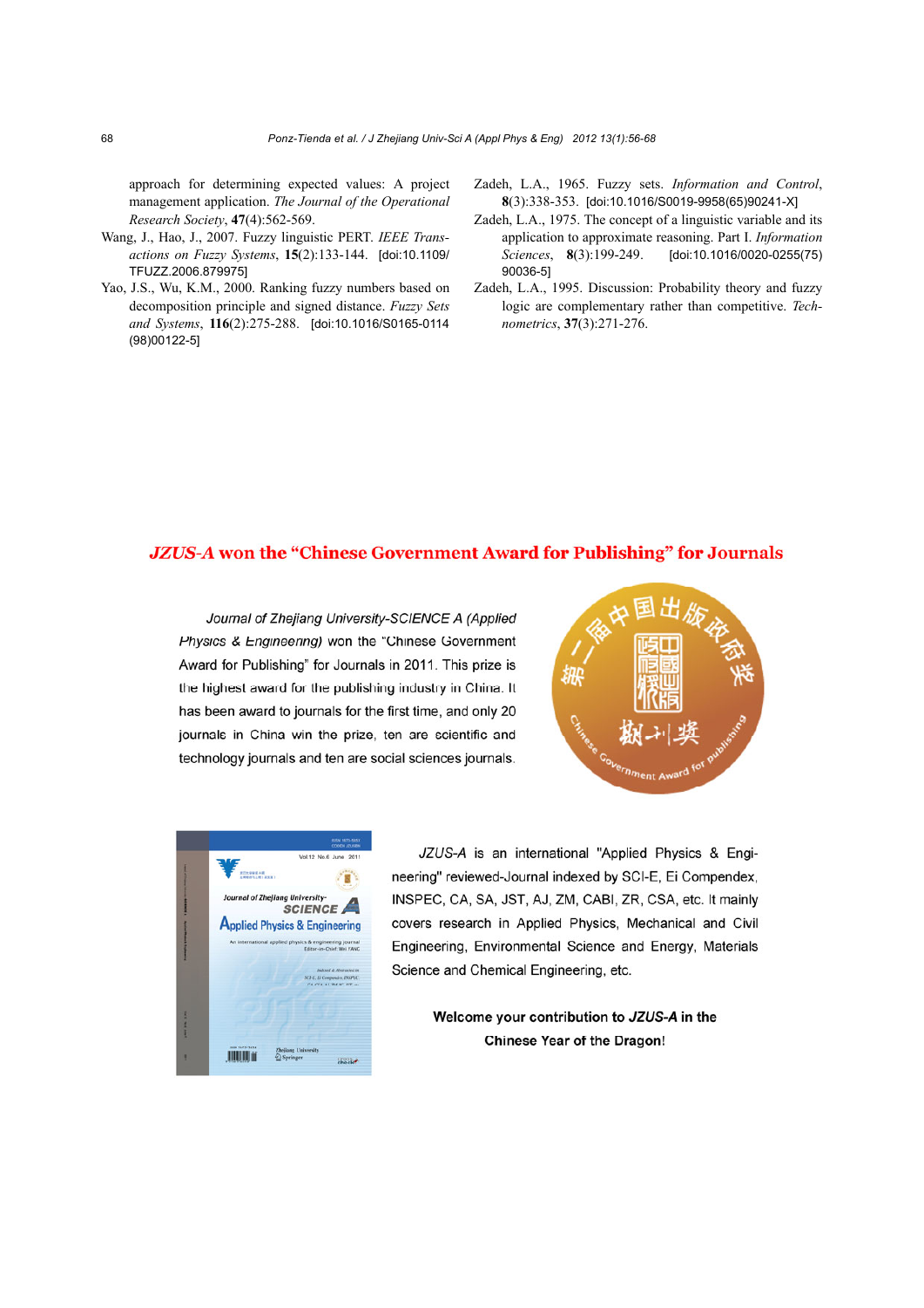approach for determining expected values: A project management application. *The Journal of the Operational Research Society*, **47**(4):562-569.

Wang, J., Hao, J., 2007. Fuzzy linguistic PERT. *IEEE Transactions on Fuzzy Systems*, **15**(2):133-144. [doi:10.1109/TFUZZ.2006.879975]

Yao, J.S., Wu, K.M., 2000. Ranking fuzzy numbers based on decomposition principle and signed distance. *Fuzzy Sets and Systems*, **116**(2):275-288. [doi:10.1016/S0165-0114(98)00122-5]

Zadeh, L.A., 1965. Fuzzy sets. *Information and Control*, **8**(3):338-353. [doi:10.1016/S0019-9958(65)90241-X]

Zadeh, L.A., 1975. The concept of a linguistic variable and its application to approximate reasoning. Part I. *Information Sciences*, **8**(3):199-249. [doi:10.1016/0020-0255(75)90036-5]

Zadeh, L.A., 1995. Discussion: Probability theory and fuzzy logic are complementary rather than competitive. *Technometrics*, **37**(3):271-276.

## *JZUS-A* won the "Chinese Government Award for Publishing" for Journals

*Journal of Zhejiang University-SCIENCE A (Applied Physics & Engineering)* won the "Chinese Government Award for Publishing" for Journals in 2011. This prize is the highest award for the publishing industry in China. It has been award to journals for the first time, and only 20 journals in China win the prize, ten are scientific and technology journals and ten are social sciences journals.

*JZUS-A* is an international "Applied Physics & Engineering" reviewed-Journal indexed by SCI-E, Ei Compendex, INSPEC, CA, SA, JST, AJ, ZM, CABI, ZR, CSA, etc. It mainly covers research in Applied Physics, Mechanical and Civil Engineering, Environmental Science and Energy, Materials Science and Chemical Engineering, etc.

**Welcome your contribution to *JZUS-A* in the Chinese Year of the Dragon!**